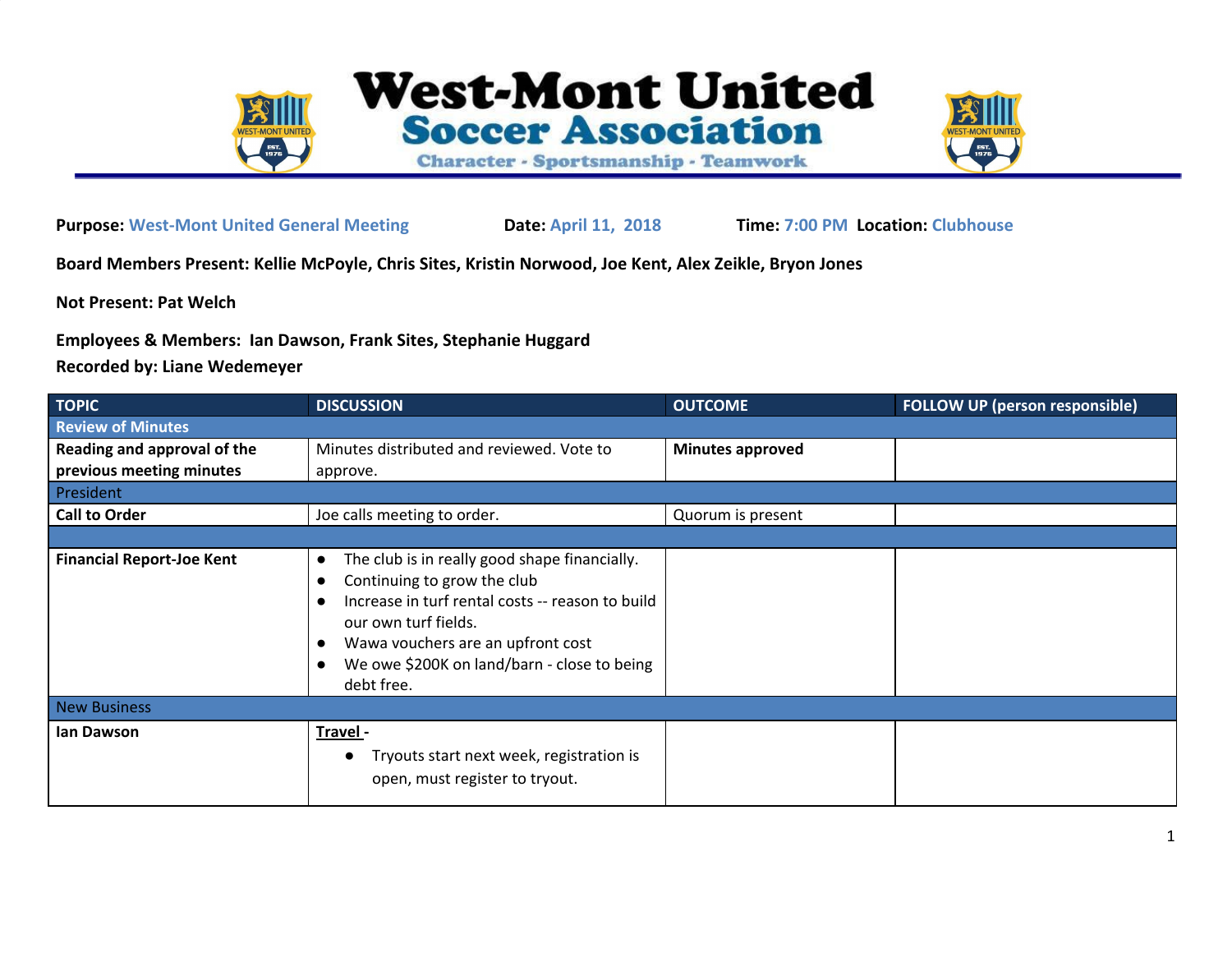# West-Mont United Soccer Association

Character - Sportsmanship - Teamwork

**Purpose:** West-Mont United General Meeting **Date:** April 11, 2018 **Time:** 7:00 PM **Location:** Clubhouse

**Board Members Present: Kellie McPoyle, Chris Sites, Kristin Norwood, Joe Kent, Alex Zeikle, Bryon Jones**

**Not Present: Pat Welch**

**Employees & Members: Ian Dawson, Frank Sites, Stephanie Huggard**

**Recorded by: Liane Wedemeyer**

| TOPIC | DISCUSSION | OUTCOME | FOLLOW UP (person responsible) |
|---|---|---|---|
| **Review of Minutes** | | | |
| **Reading and approval of the previous meeting minutes** | Minutes distributed and reviewed. Vote to approve. | **Minutes approved** | |
| President | | | |
| **Call to Order** | Joe calls meeting to order. | Quorum is present | |
| | | | |
| **Financial Report-Joe Kent** | • The club is in really good shape financially.<br>• Continuing to grow the club<br>• Increase in turf rental costs -- reason to build our own turf fields.<br>• Wawa vouchers are an upfront cost<br>• We owe $200K on land/barn - close to being debt free. | | |
| New Business | | | |
| **Ian Dawson** | **Travel -**<br>• Tryouts start next week, registration is open, must register to tryout. | | |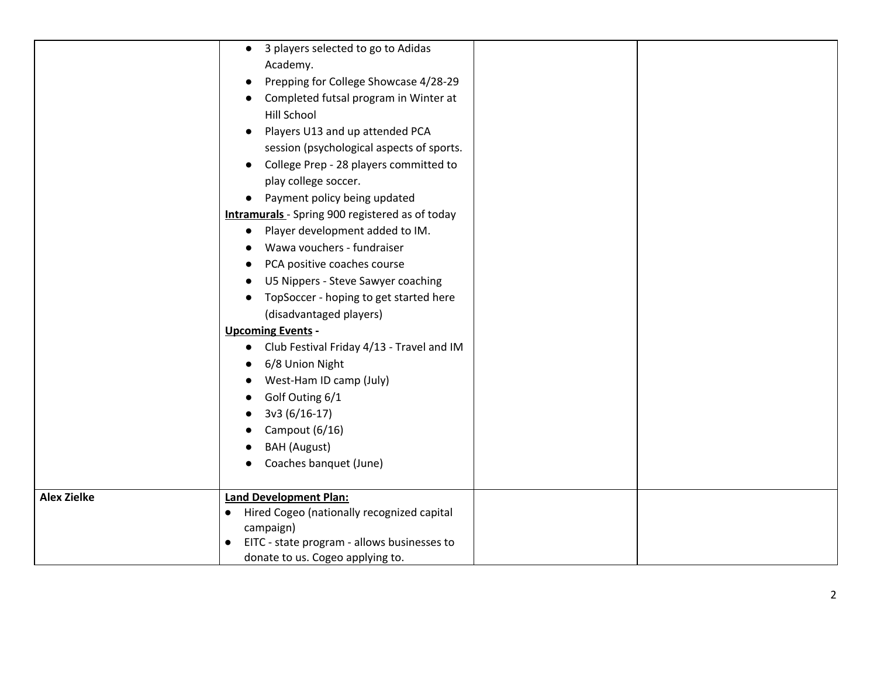| | | | |
|---|---|---|---|
| | <ul><li>3 players selected to go to Adidas Academy.</li><li>Prepping for College Showcase 4/28-29</li><li>Completed futsal program in Winter at Hill School</li><li>Players U13 and up attended PCA session (psychological aspects of sports.</li><li>College Prep - 28 players committed to play college soccer.</li><li>Payment policy being updated</li></ul>**<u>Intramurals</u>** - Spring 900 registered as of today<ul><li>Player development added to IM.</li><li>Wawa vouchers - fundraiser</li><li>PCA positive coaches course</li><li>U5 Nippers - Steve Sawyer coaching</li><li>TopSoccer - hoping to get started here (disadvantaged players)</li></ul>**<u>Upcoming Events</u> -**<ul><li>Club Festival Friday 4/13 - Travel and IM</li><li>6/8 Union Night</li><li>West-Ham ID camp (July)</li><li>Golf Outing 6/1</li><li>3v3 (6/16-17)</li><li>Campout (6/16)</li><li>BAH (August)</li><li>Coaches banquet (June)</li></ul> | | |
| **Alex Zielke** | **<u>Land Development Plan:</u>**<ul><li>Hired Cogeo (nationally recognized capital campaign)</li><li>EITC - state program - allows businesses to donate to us. Cogeo applying to.</li></ul> | | |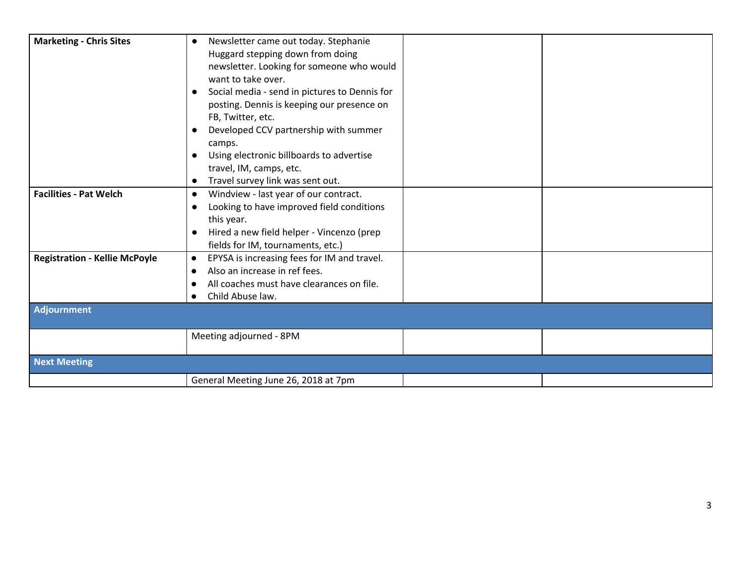| | | | |
|---|---|---|---|
| **Marketing - Chris Sites** | • Newsletter came out today. Stephanie Huggard stepping down from doing newsletter. Looking for someone who would want to take over.<br>• Social media - send in pictures to Dennis for posting. Dennis is keeping our presence on FB, Twitter, etc.<br>• Developed CCV partnership with summer camps.<br>• Using electronic billboards to advertise travel, IM, camps, etc.<br>• Travel survey link was sent out. | | |
| **Facilities - Pat Welch** | • Windview - last year of our contract.<br>• Looking to have improved field conditions this year.<br>• Hired a new field helper - Vincenzo (prep fields for IM, tournaments, etc.) | | |
| **Registration - Kellie McPoyle** | • EPYSA is increasing fees for IM and travel.<br>• Also an increase in ref fees.<br>• All coaches must have clearances on file.<br>• Child Abuse law. | | |
| **Adjournment** | | | |
| | Meeting adjourned - 8PM | | |
| **Next Meeting** | | | |
| | General Meeting June 26, 2018 at 7pm | | |